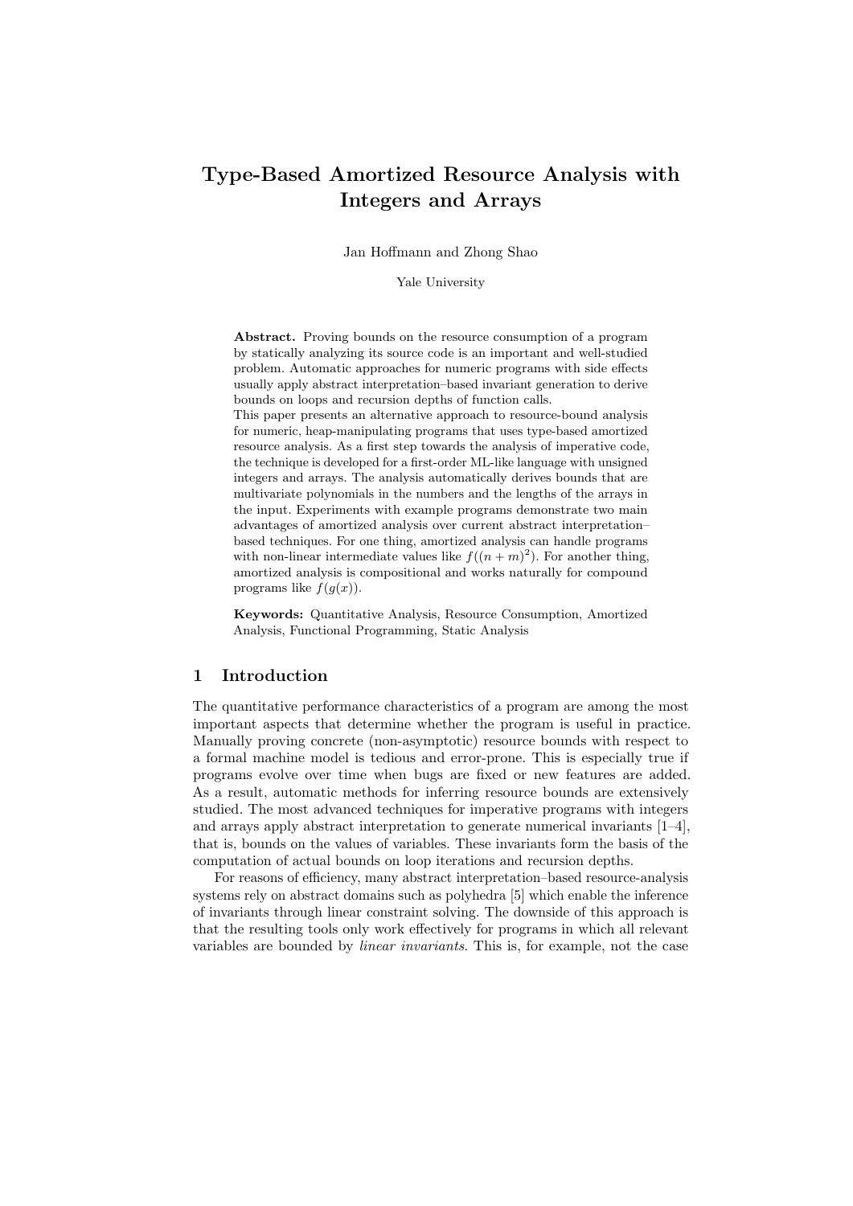# Type-Based Amortized Resource Analysis with Integers and Arrays

Jan Hoffmann and Zhong Shao

Yale University

**Abstract.** Proving bounds on the resource consumption of a program by statically analyzing its source code is an important and well-studied problem. Automatic approaches for numeric programs with side effects usually apply abstract interpretation–based invariant generation to derive bounds on loops and recursion depths of function calls.
This paper presents an alternative approach to resource-bound analysis for numeric, heap-manipulating programs that uses type-based amortized resource analysis. As a first step towards the analysis of imperative code, the technique is developed for a first-order ML-like language with unsigned integers and arrays. The analysis automatically derives bounds that are multivariate polynomials in the numbers and the lengths of the arrays in the input. Experiments with example programs demonstrate two main advantages of amortized analysis over current abstract interpretation–based techniques. For one thing, amortized analysis can handle programs with non-linear intermediate values like $f((n + m)^2)$. For another thing, amortized analysis is compositional and works naturally for compound programs like $f(g(x))$.

**Keywords:** Quantitative Analysis, Resource Consumption, Amortized Analysis, Functional Programming, Static Analysis

## 1 Introduction

The quantitative performance characteristics of a program are among the most important aspects that determine whether the program is useful in practice. Manually proving concrete (non-asymptotic) resource bounds with respect to a formal machine model is tedious and error-prone. This is especially true if programs evolve over time when bugs are fixed or new features are added. As a result, automatic methods for inferring resource bounds are extensively studied. The most advanced techniques for imperative programs with integers and arrays apply abstract interpretation to generate numerical invariants [1–4], that is, bounds on the values of variables. These invariants form the basis of the computation of actual bounds on loop iterations and recursion depths.

For reasons of efficiency, many abstract interpretation–based resource-analysis systems rely on abstract domains such as polyhedra [5] which enable the inference of invariants through linear constraint solving. The downside of this approach is that the resulting tools only work effectively for programs in which all relevant variables are bounded by *linear invariants*. This is, for example, not the case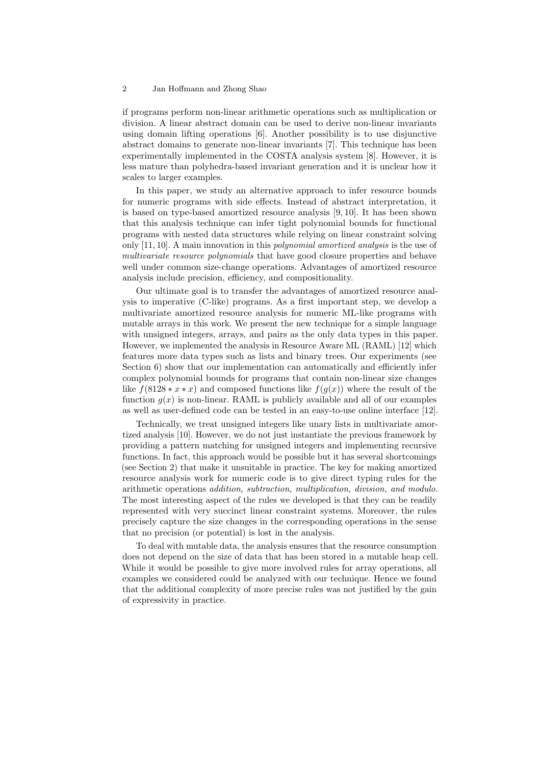if programs perform non-linear arithmetic operations such as multiplication or division. A linear abstract domain can be used to derive non-linear invariants using domain lifting operations [6]. Another possibility is to use disjunctive abstract domains to generate non-linear invariants [7]. This technique has been experimentally implemented in the COSTA analysis system [8]. However, it is less mature than polyhedra-based invariant generation and it is unclear how it scales to larger examples.

In this paper, we study an alternative approach to infer resource bounds for numeric programs with side effects. Instead of abstract interpretation, it is based on type-based amortized resource analysis [9, 10]. It has been shown that this analysis technique can infer tight polynomial bounds for functional programs with nested data structures while relying on linear constraint solving only [11, 10]. A main innovation in this *polynomial amortized analysis* is the use of *multivariate resource polynomials* that have good closure properties and behave well under common size-change operations. Advantages of amortized resource analysis include precision, efficiency, and compositionality.

Our ultimate goal is to transfer the advantages of amortized resource analysis to imperative (C-like) programs. As a first important step, we develop a multivariate amortized resource analysis for numeric ML-like programs with mutable arrays in this work. We present the new technique for a simple language with unsigned integers, arrays, and pairs as the only data types in this paper. However, we implemented the analysis in Resource Aware ML (RAML) [12] which features more data types such as lists and binary trees. Our experiments (see Section 6) show that our implementation can automatically and efficiently infer complex polynomial bounds for programs that contain non-linear size changes like $f(8128 * x * x)$ and composed functions like $f(g(x))$ where the result of the function $g(x)$ is non-linear. RAML is publicly available and all of our examples as well as user-defined code can be tested in an easy-to-use online interface [12].

Technically, we treat unsigned integers like unary lists in multivariate amortized analysis [10]. However, we do not just instantiate the previous framework by providing a pattern matching for unsigned integers and implementing recursive functions. In fact, this approach would be possible but it has several shortcomings (see Section 2) that make it unsuitable in practice. The key for making amortized resource analysis work for numeric code is to give direct typing rules for the arithmetic operations *addition, subtraction, multiplication, division, and modulo.* The most interesting aspect of the rules we developed is that they can be readily represented with very succinct linear constraint systems. Moreover, the rules precisely capture the size changes in the corresponding operations in the sense that no precision (or potential) is lost in the analysis.

To deal with mutable data, the analysis ensures that the resource consumption does not depend on the size of data that has been stored in a mutable heap cell. While it would be possible to give more involved rules for array operations, all examples we considered could be analyzed with our technique. Hence we found that the additional complexity of more precise rules was not justified by the gain of expressivity in practice.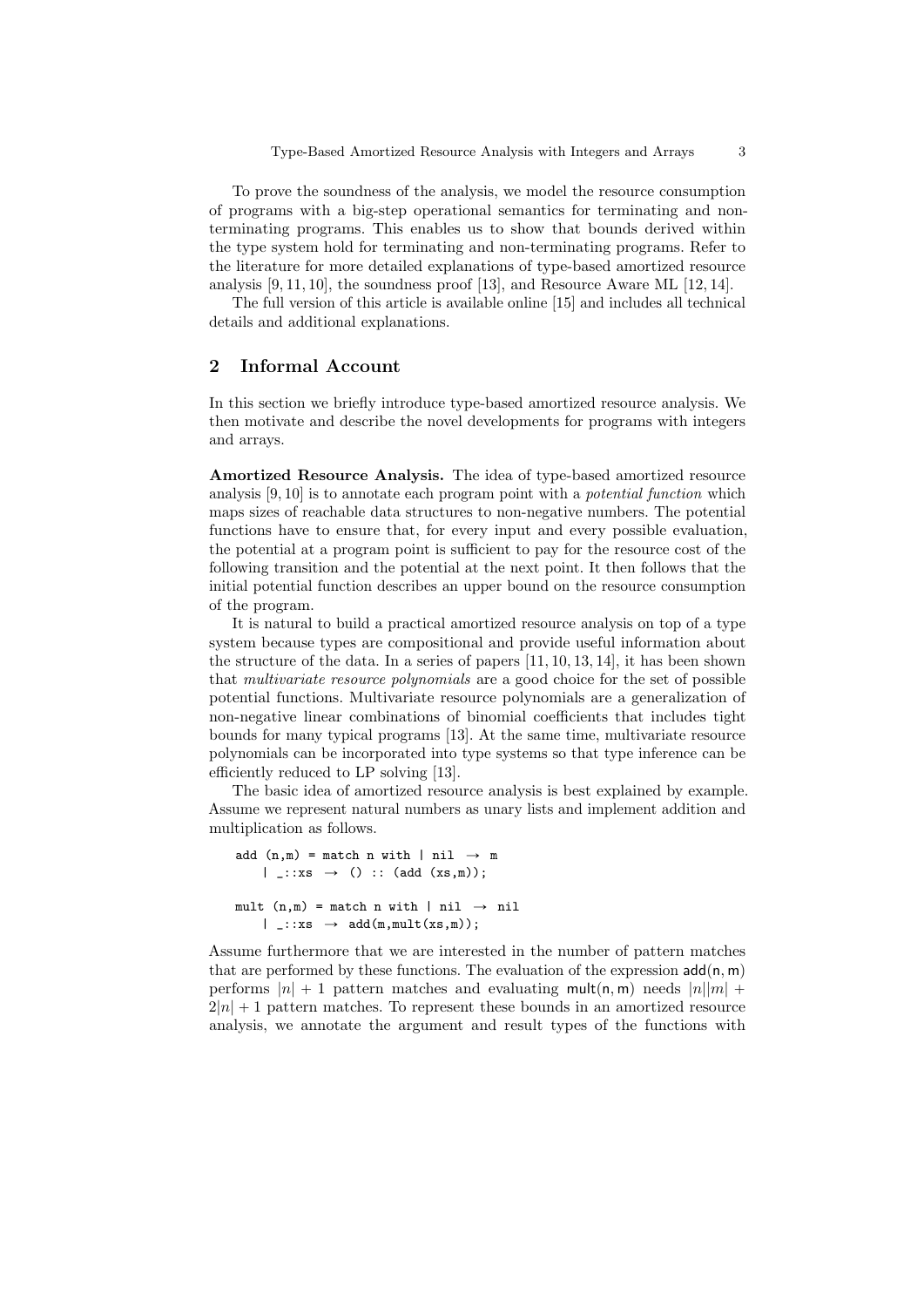To prove the soundness of the analysis, we model the resource consumption of programs with a big-step operational semantics for terminating and non-terminating programs. This enables us to show that bounds derived within the type system hold for terminating and non-terminating programs. Refer to the literature for more detailed explanations of type-based amortized resource analysis [9, 11, 10], the soundness proof [13], and Resource Aware ML [12, 14].

The full version of this article is available online [15] and includes all technical details and additional explanations.

## 2 Informal Account

In this section we briefly introduce type-based amortized resource analysis. We then motivate and describe the novel developments for programs with integers and arrays.

**Amortized Resource Analysis.** The idea of type-based amortized resource analysis [9, 10] is to annotate each program point with a *potential function* which maps sizes of reachable data structures to non-negative numbers. The potential functions have to ensure that, for every input and every possible evaluation, the potential at a program point is sufficient to pay for the resource cost of the following transition and the potential at the next point. It then follows that the initial potential function describes an upper bound on the resource consumption of the program.

It is natural to build a practical amortized resource analysis on top of a type system because types are compositional and provide useful information about the structure of the data. In a series of papers [11, 10, 13, 14], it has been shown that *multivariate resource polynomials* are a good choice for the set of possible potential functions. Multivariate resource polynomials are a generalization of non-negative linear combinations of binomial coefficients that includes tight bounds for many typical programs [13]. At the same time, multivariate resource polynomials can be incorporated into type systems so that type inference can be efficiently reduced to LP solving [13].

The basic idea of amortized resource analysis is best explained by example. Assume we represent natural numbers as unary lists and implement addition and multiplication as follows.

```
add (n,m) = match n with | nil → m
    | _::xs → () :: (add (xs,m));

mult (n,m) = match n with | nil → nil
    | _::xs → add(m,mult(xs,m));
```

Assume furthermore that we are interested in the number of pattern matches that are performed by these functions. The evaluation of the expression $\mathsf{add}(\mathsf{n},\mathsf{m})$ performs $|n|+1$ pattern matches and evaluating $\mathsf{mult}(\mathsf{n},\mathsf{m})$ needs $|n||m| + 2|n|+1$ pattern matches. To represent these bounds in an amortized resource analysis, we annotate the argument and result types of the functions with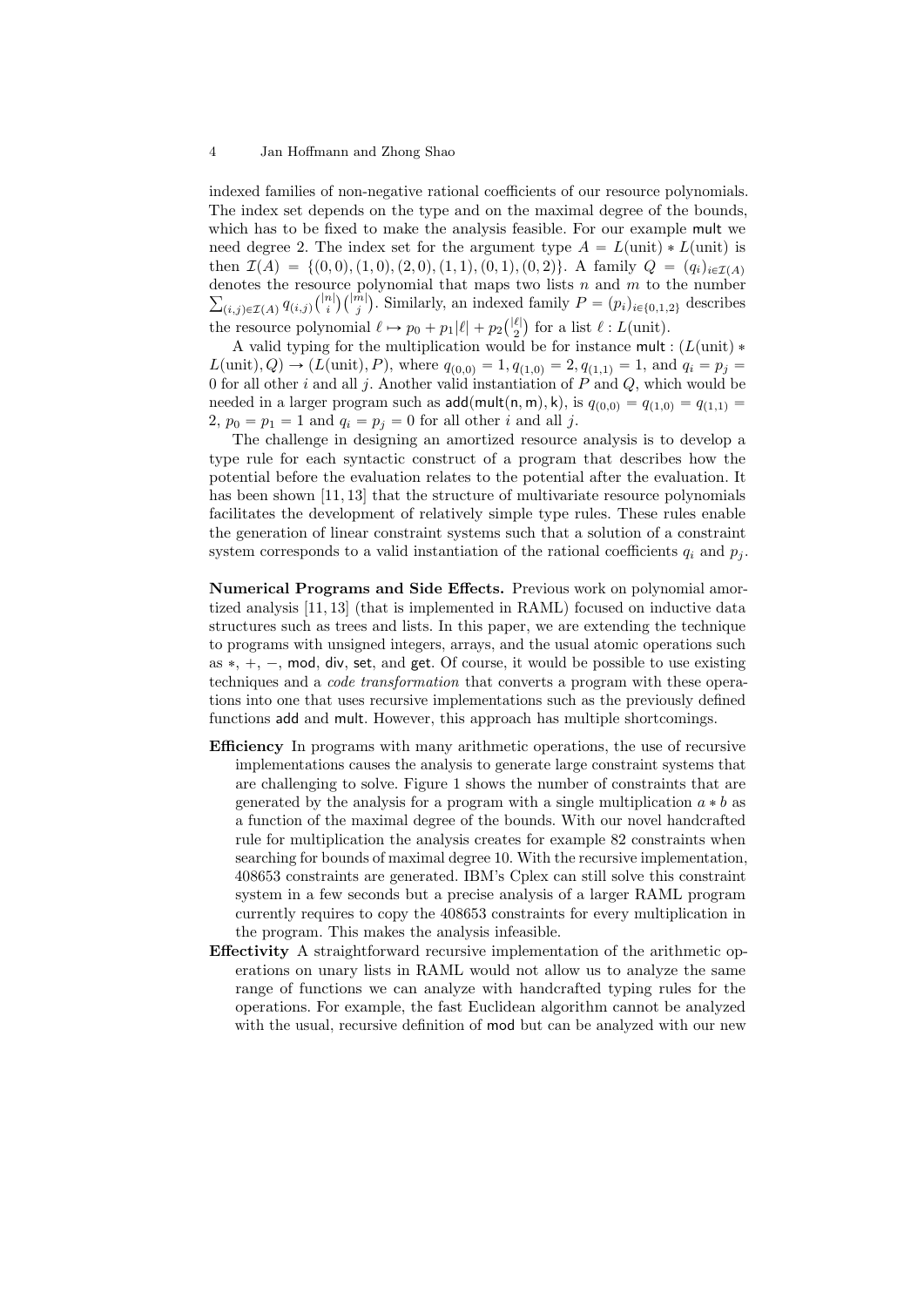indexed families of non-negative rational coefficients of our resource polynomials. The index set depends on the type and on the maximal degree of the bounds, which has to be fixed to make the analysis feasible. For our example mult we need degree 2. The index set for the argument type $A = L(\text{unit}) * L(\text{unit})$ is then $\mathcal{I}(A) = \{(0,0),(1,0),(2,0),(1,1),(0,1),(0,2)\}$. A family $Q = (q_i)_{i \in \mathcal{I}(A)}$ denotes the resource polynomial that maps two lists $n$ and $m$ to the number $\sum_{(i,j)\in\mathcal{I}(A)} q_{(i,j)} \binom{|n|}{i}\binom{|m|}{j}$. Similarly, an indexed family $P = (p_i)_{i\in\{0,1,2\}}$ describes the resource polynomial $\ell \mapsto p_0 + p_1|\ell| + p_2\binom{|\ell|}{2}$ for a list $\ell : L(\text{unit})$.

A valid typing for the multiplication would be for instance $\mathsf{mult} : (L(\text{unit}) * L(\text{unit}), Q) \to (L(\text{unit}), P)$, where $q_{(0,0)} = 1, q_{(1,0)} = 2, q_{(1,1)} = 1$, and $q_i = p_j = 0$ for all other $i$ and all $j$. Another valid instantiation of $P$ and $Q$, which would be needed in a larger program such as $\mathsf{add}(\mathsf{mult}(\mathsf{n},\mathsf{m}),\mathsf{k})$, is $q_{(0,0)} = q_{(1,0)} = q_{(1,1)} = 2$, $p_0 = p_1 = 1$ and $q_i = p_j = 0$ for all other $i$ and all $j$.

The challenge in designing an amortized resource analysis is to develop a type rule for each syntactic construct of a program that describes how the potential before the evaluation relates to the potential after the evaluation. It has been shown [11, 13] that the structure of multivariate resource polynomials facilitates the development of relatively simple type rules. These rules enable the generation of linear constraint systems such that a solution of a constraint system corresponds to a valid instantiation of the rational coefficients $q_i$ and $p_j$.

**Numerical Programs and Side Effects.** Previous work on polynomial amortized analysis [11, 13] (that is implemented in RAML) focused on inductive data structures such as trees and lists. In this paper, we are extending the technique to programs with unsigned integers, arrays, and the usual atomic operations such as $*$, $+$, $-$, mod, div, set, and get. Of course, it would be possible to use existing techniques and a *code transformation* that converts a program with these operations into one that uses recursive implementations such as the previously defined functions add and mult. However, this approach has multiple shortcomings.

- **Efficiency** In programs with many arithmetic operations, the use of recursive implementations causes the analysis to generate large constraint systems that are challenging to solve. Figure 1 shows the number of constraints that are generated by the analysis for a program with a single multiplication $a * b$ as a function of the maximal degree of the bounds. With our novel handcrafted rule for multiplication the analysis creates for example 82 constraints when searching for bounds of maximal degree 10. With the recursive implementation, 408653 constraints are generated. IBM's Cplex can still solve this constraint system in a few seconds but a precise analysis of a larger RAML program currently requires to copy the 408653 constraints for every multiplication in the program. This makes the analysis infeasible.
- **Effectivity** A straightforward recursive implementation of the arithmetic operations on unary lists in RAML would not allow us to analyze the same range of functions we can analyze with handcrafted typing rules for the operations. For example, the fast Euclidean algorithm cannot be analyzed with the usual, recursive definition of mod but can be analyzed with our new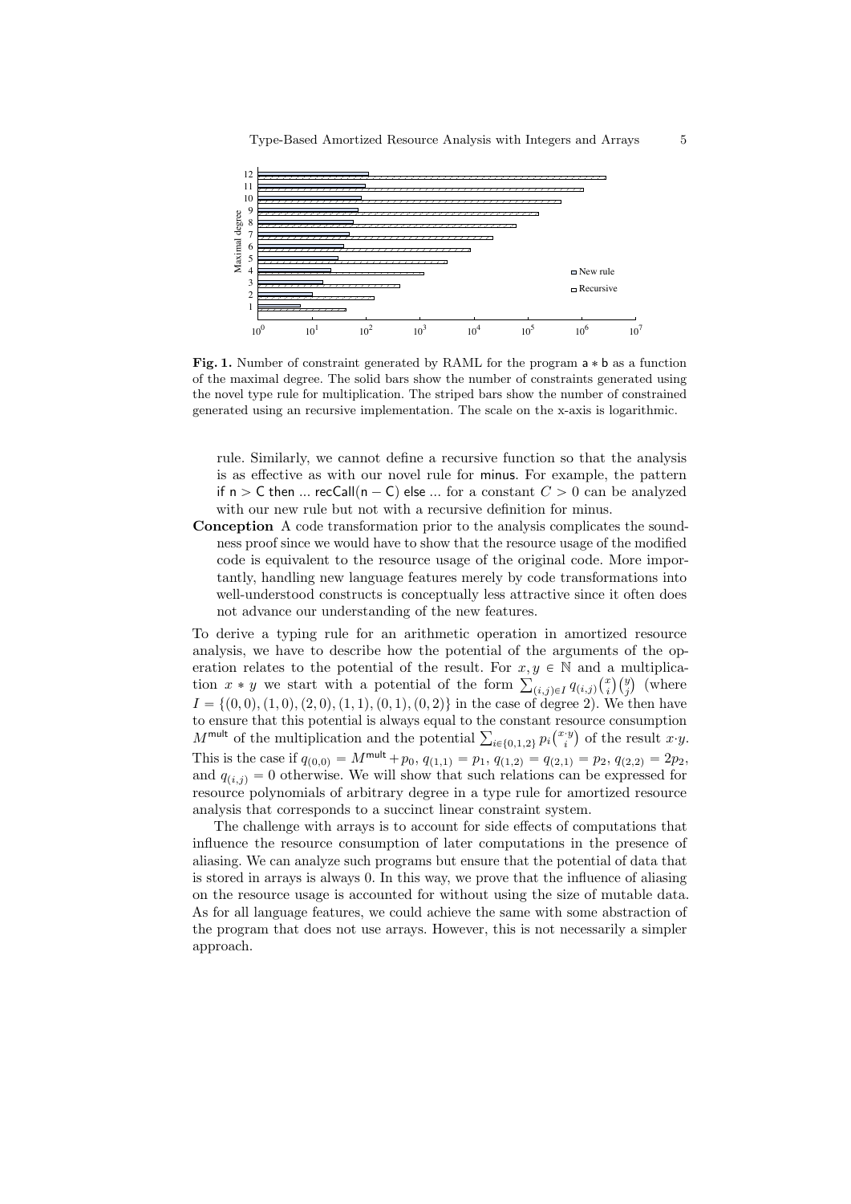Fig. 1. Number of constraint generated by RAML for the program a ∗ b as a function of the maximal degree. The solid bars show the number of constraints generated using the novel type rule for multiplication. The striped bars show the number of constrained generated using an recursive implementation. The scale on the x-axis is logarithmic.

rule. Similarly, we cannot define a recursive function so that the analysis is as effective as with our novel rule for minus. For example, the pattern if n > C then ... recCall(n − C) else ... for a constant $C > 0$ can be analyzed with our new rule but not with a recursive definition for minus.

**Conception** A code transformation prior to the analysis complicates the soundness proof since we would have to show that the resource usage of the modified code is equivalent to the resource usage of the original code. More importantly, handling new language features merely by code transformations into well-understood constructs is conceptually less attractive since it often does not advance our understanding of the new features.

To derive a typing rule for an arithmetic operation in amortized resource analysis, we have to describe how the potential of the arguments of the operation relates to the potential of the result. For $x, y \in \mathbb{N}$ and a multiplication $x * y$ we start with a potential of the form $\sum_{(i,j)\in I} q_{(i,j)}\binom{x}{i}\binom{y}{j}$ (where $I = \{(0,0),(1,0),(2,0),(1,1),(0,1),(0,2)\}$ in the case of degree 2). We then have to ensure that this potential is always equal to the constant resource consumption $M^{\mathsf{mult}}$ of the multiplication and the potential $\sum_{i\in\{0,1,2\}} p_i\binom{x\cdot y}{i}$ of the result $x{\cdot}y$. This is the case if $q_{(0,0)} = M^{\mathsf{mult}} + p_0$, $q_{(1,1)} = p_1$, $q_{(1,2)} = q_{(2,1)} = p_2$, $q_{(2,2)} = 2p_2$, and $q_{(i,j)} = 0$ otherwise. We will show that such relations can be expressed for resource polynomials of arbitrary degree in a type rule for amortized resource analysis that corresponds to a succinct linear constraint system.

The challenge with arrays is to account for side effects of computations that influence the resource consumption of later computations in the presence of aliasing. We can analyze such programs but ensure that the potential of data that is stored in arrays is always 0. In this way, we prove that the influence of aliasing on the resource usage is accounted for without using the size of mutable data. As for all language features, we could achieve the same with some abstraction of the program that does not use arrays. However, this is not necessarily a simpler approach.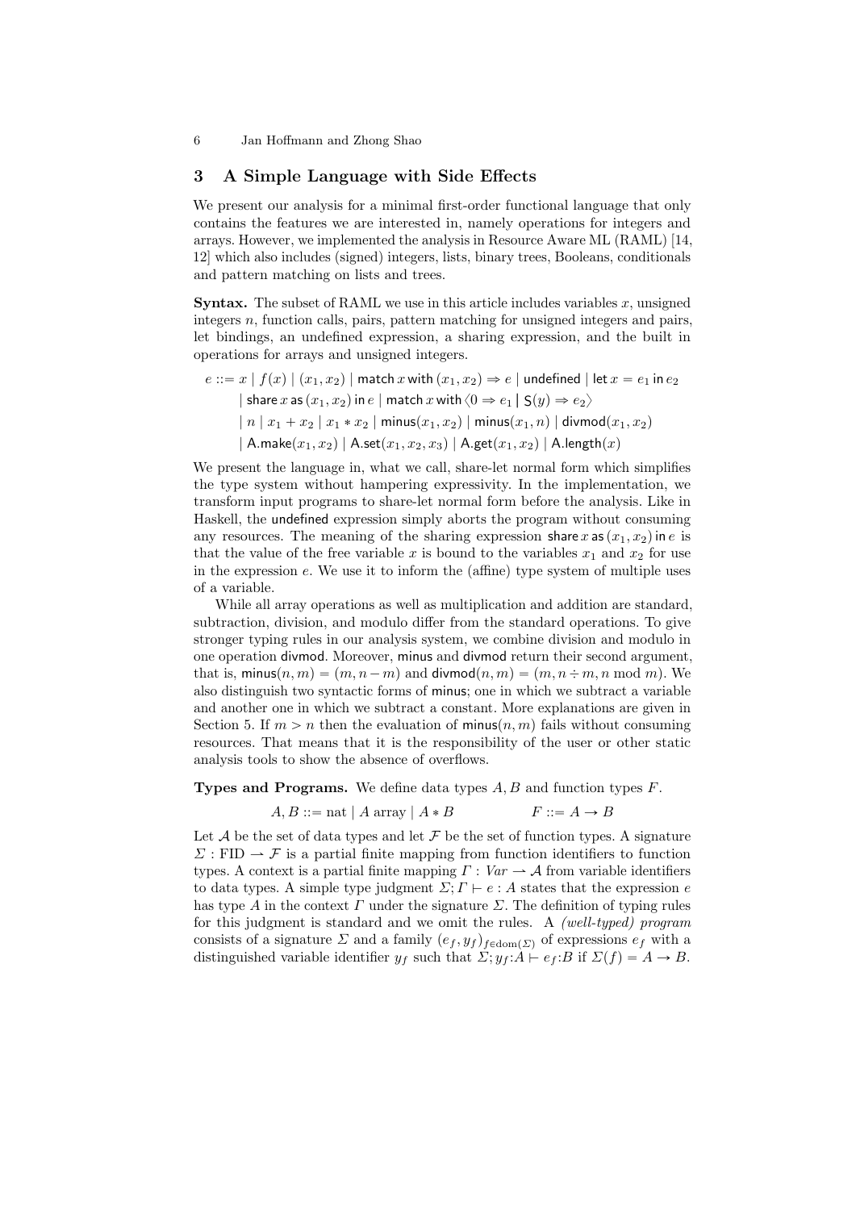## 3 A Simple Language with Side Effects

We present our analysis for a minimal first-order functional language that only contains the features we are interested in, namely operations for integers and arrays. However, we implemented the analysis in Resource Aware ML (RAML) [14, 12] which also includes (signed) integers, lists, binary trees, Booleans, conditionals and pattern matching on lists and trees.

**Syntax.** The subset of RAML we use in this article includes variables $x$, unsigned integers $n$, function calls, pairs, pattern matching for unsigned integers and pairs, let bindings, an undefined expression, a sharing expression, and the built in operations for arrays and unsigned integers.

$$
\begin{aligned}
e ::= {} & x \mid f(x) \mid (x_1, x_2) \mid \mathsf{match}\, x\, \mathsf{with}\, (x_1, x_2) \Rightarrow e \mid \mathsf{undefined} \mid \mathsf{let}\, x = e_1\, \mathsf{in}\, e_2 \\
& \mid \mathsf{share}\, x\, \mathsf{as}\, (x_1, x_2)\, \mathsf{in}\, e \mid \mathsf{match}\, x\, \mathsf{with}\, \langle 0 \Rightarrow e_1 \mid \mathsf{S}(y) \Rightarrow e_2 \rangle \\
& \mid n \mid x_1 + x_2 \mid x_1 * x_2 \mid \mathsf{minus}(x_1, x_2) \mid \mathsf{minus}(x_1, n) \mid \mathsf{divmod}(x_1, x_2) \\
& \mid \mathsf{A.make}(x_1, x_2) \mid \mathsf{A.set}(x_1, x_2, x_3) \mid \mathsf{A.get}(x_1, x_2) \mid \mathsf{A.length}(x)
\end{aligned}
$$

We present the language in, what we call, share-let normal form which simplifies the type system without hampering expressivity. In the implementation, we transform input programs to share-let normal form before the analysis. Like in Haskell, the undefined expression simply aborts the program without consuming any resources. The meaning of the sharing expression $\mathsf{share}\, x\, \mathsf{as}\, (x_1, x_2)\, \mathsf{in}\, e$ is that the value of the free variable $x$ is bound to the variables $x_1$ and $x_2$ for use in the expression $e$. We use it to inform the (affine) type system of multiple uses of a variable.

While all array operations as well as multiplication and addition are standard, subtraction, division, and modulo differ from the standard operations. To give stronger typing rules in our analysis system, we combine division and modulo in one operation divmod. Moreover, minus and divmod return their second argument, that is, $\mathsf{minus}(n, m) = (m, n - m)$ and $\mathsf{divmod}(n, m) = (m, n \div m, n \bmod m)$. We also distinguish two syntactic forms of minus; one in which we subtract a variable and another one in which we subtract a constant. More explanations are given in Section 5. If $m > n$ then the evaluation of $\mathsf{minus}(n, m)$ fails without consuming resources. That means that it is the responsibility of the user or other static analysis tools to show the absence of overflows.

**Types and Programs.** We define data types $A, B$ and function types $F$.

$$
A, B ::= \text{nat} \mid A \text{ array} \mid A * B \qquad\qquad F ::= A \to B
$$

Let $\mathcal{A}$ be the set of data types and let $\mathcal{F}$ be the set of function types. A signature $\Sigma : \text{FID} \rightharpoonup \mathcal{F}$ is a partial finite mapping from function identifiers to function types. A context is a partial finite mapping $\Gamma : \mathit{Var} \rightharpoonup \mathcal{A}$ from variable identifiers to data types. A simple type judgment $\Sigma; \Gamma \vdash e : A$ states that the expression $e$ has type $A$ in the context $\Gamma$ under the signature $\Sigma$. The definition of typing rules for this judgment is standard and we omit the rules. A *(well-typed) program* consists of a signature $\Sigma$ and a family $(e_f, y_f)_{f \in \text{dom}(\Sigma)}$ of expressions $e_f$ with a distinguished variable identifier $y_f$ such that $\Sigma; y_f{:}A \vdash e_f{:}B$ if $\Sigma(f) = A \to B$.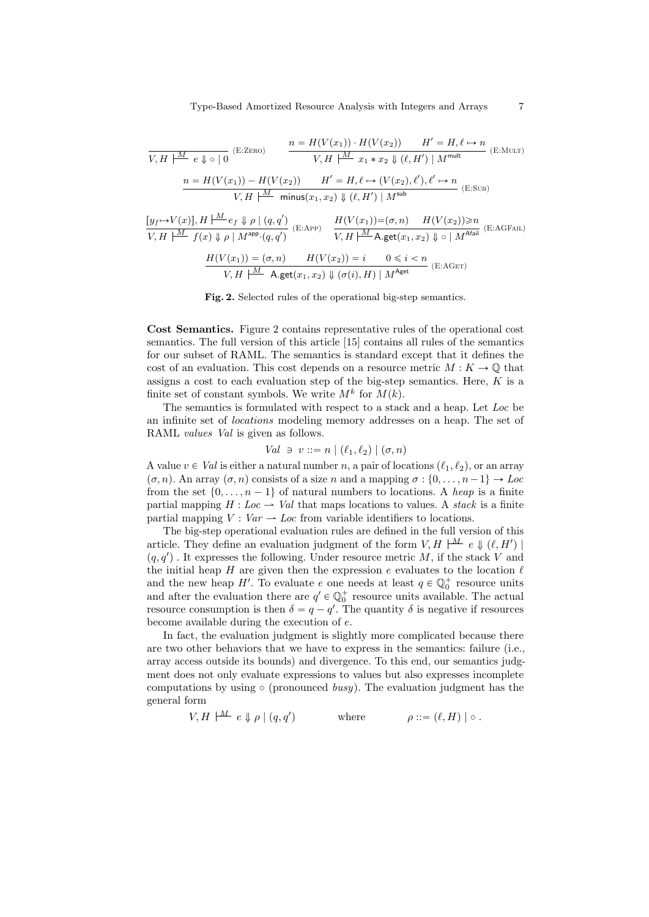$$\frac{}{V, H \stackrel{M}{\vdash} e \Downarrow \circ \mid 0} \text{(E:Zero)} \qquad \frac{n = H(V(x_1)) \cdot H(V(x_2)) \qquad H' = H, \ell \mapsto n}{V, H \stackrel{M}{\vdash} x_1 * x_2 \Downarrow (\ell, H') \mid M^{\mathsf{mult}}} \text{(E:Mult)}$$

$$\frac{n = H(V(x_1)) - H(V(x_2)) \qquad H' = H, \ell \mapsto (V(x_2), \ell'), \ell' \mapsto n}{V, H \stackrel{M}{\vdash} \mathsf{minus}(x_1, x_2) \Downarrow (\ell, H') \mid M^{\mathsf{sub}}} \text{(E:Sub)}$$

$$\frac{[y_f \mapsto V(x)], H \stackrel{M}{\vdash} e_f \Downarrow \rho \mid (q, q')}{V, H \stackrel{M}{\vdash} f(x) \Downarrow \rho \mid M^{\mathsf{app}} \cdot (q, q')} \text{(E:App)} \qquad \frac{H(V(x_1)) = (\sigma, n) \qquad H(V(x_2)) \geqslant n}{V, H \stackrel{M}{\vdash} \mathsf{A.get}(x_1, x_2) \Downarrow \circ \mid M^{\mathsf{Afail}}} \text{(E:AGFail)}$$

$$\frac{H(V(x_1)) = (\sigma, n) \qquad H(V(x_2)) = i \qquad 0 \leqslant i < n}{V, H \stackrel{M}{\vdash} \mathsf{A.get}(x_1, x_2) \Downarrow (\sigma(i), H) \mid M^{\mathsf{Aget}}} \text{(E:AGet)}$$

**Fig. 2.** Selected rules of the operational big-step semantics.

**Cost Semantics.** Figure 2 contains representative rules of the operational cost semantics. The full version of this article [15] contains all rules of the semantics for our subset of RAML. The semantics is standard except that it defines the cost of an evaluation. This cost depends on a resource metric $M : K \to \mathbb{Q}$ that assigns a cost to each evaluation step of the big-step semantics. Here, $K$ is a finite set of constant symbols. We write $M^k$ for $M(k)$.

The semantics is formulated with respect to a stack and a heap. Let *Loc* be an infinite set of *locations* modeling memory addresses on a heap. The set of RAML *values* *Val* is given as follows.

$$Val \ni v ::= n \mid (\ell_1, \ell_2) \mid (\sigma, n)$$

A value $v \in Val$ is either a natural number $n$, a pair of locations $(\ell_1, \ell_2)$, or an array $(\sigma, n)$. An array $(\sigma, n)$ consists of a size $n$ and a mapping $\sigma : \{0, \ldots, n-1\} \to Loc$ from the set $\{0, \ldots, n-1\}$ of natural numbers to locations. A *heap* is a finite partial mapping $H : Loc \rightharpoonup Val$ that maps locations to values. A *stack* is a finite partial mapping $V : Var \rightharpoonup Loc$ from variable identifiers to locations.

The big-step operational evaluation rules are defined in the full version of this article. They define an evaluation judgment of the form $V, H \stackrel{M}{\vdash} e \Downarrow (\ell, H') \mid (q, q')$. It expresses the following. Under resource metric $M$, if the stack $V$ and the initial heap $H$ are given then the expression $e$ evaluates to the location $\ell$ and the new heap $H'$. To evaluate $e$ one needs at least $q \in \mathbb{Q}_0^+$ resource units and after the evaluation there are $q' \in \mathbb{Q}_0^+$ resource units available. The actual resource consumption is then $\delta = q - q'$. The quantity $\delta$ is negative if resources become available during the execution of $e$.

In fact, the evaluation judgment is slightly more complicated because there are two other behaviors that we have to express in the semantics: failure (i.e., array access outside its bounds) and divergence. To this end, our semantics judgment does not only evaluate expressions to values but also expresses incomplete computations by using $\circ$ (pronounced *busy*). The evaluation judgment has the general form

$$V, H \stackrel{M}{\vdash} e \Downarrow \rho \mid (q, q') \qquad \text{where} \qquad \rho ::= (\ell, H) \mid \circ \,.$$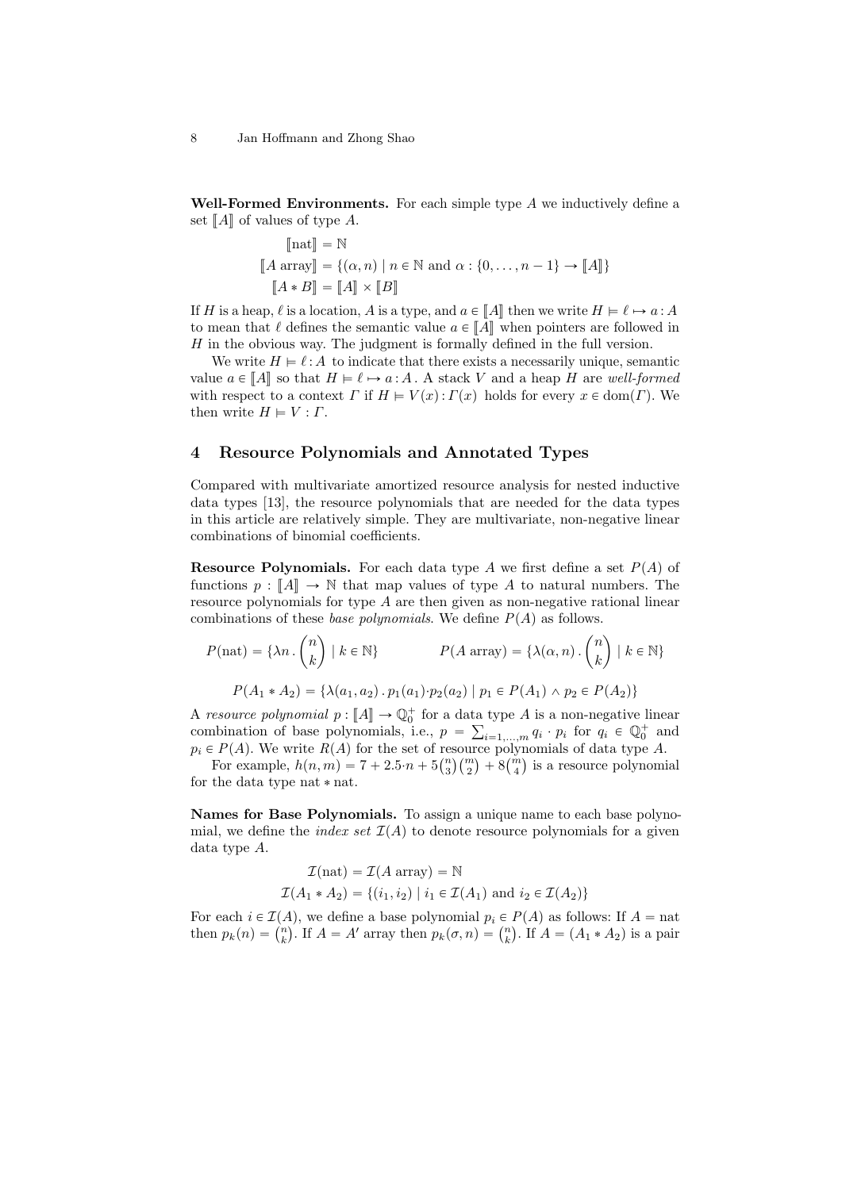**Well-Formed Environments.** For each simple type $A$ we inductively define a set $[\![A]\!]$ of values of type $A$.

$$[\![\text{nat}]\!] = \mathbb{N}$$
$$[\![A \text{ array}]\!] = \{(\alpha, n) \mid n \in \mathbb{N} \text{ and } \alpha : \{0, \ldots, n-1\} \to [\![A]\!]\}$$
$$[\![A * B]\!] = [\![A]\!] \times [\![B]\!]$$

If $H$ is a heap, $\ell$ is a location, $A$ is a type, and $a \in [\![A]\!]$ then we write $H \vDash \ell \mapsto a : A$ to mean that $\ell$ defines the semantic value $a \in [\![A]\!]$ when pointers are followed in $H$ in the obvious way. The judgment is formally defined in the full version.

We write $H \vDash \ell : A$ to indicate that there exists a necessarily unique, semantic value $a \in [\![A]\!]$ so that $H \vDash \ell \mapsto a : A$. A stack $V$ and a heap $H$ are *well-formed* with respect to a context $\Gamma$ if $H \vDash V(x) : \Gamma(x)$ holds for every $x \in \text{dom}(\Gamma)$. We then write $H \vDash V : \Gamma$.

## 4 Resource Polynomials and Annotated Types

Compared with multivariate amortized resource analysis for nested inductive data types [13], the resource polynomials that are needed for the data types in this article are relatively simple. They are multivariate, non-negative linear combinations of binomial coefficients.

**Resource Polynomials.** For each data type $A$ we first define a set $P(A)$ of functions $p : [\![A]\!] \to \mathbb{N}$ that map values of type $A$ to natural numbers. The resource polynomials for type $A$ are then given as non-negative rational linear combinations of these *base polynomials*. We define $P(A)$ as follows.

$$P(\text{nat}) = \{\lambda n \,.\, \binom{n}{k} \mid k \in \mathbb{N}\} \qquad P(A \text{ array}) = \{\lambda(\alpha, n) \,.\, \binom{n}{k} \mid k \in \mathbb{N}\}$$

$$P(A_1 * A_2) = \{\lambda(a_1, a_2) \,.\, p_1(a_1) \cdot p_2(a_2) \mid p_1 \in P(A_1) \wedge p_2 \in P(A_2)\}$$

A *resource polynomial* $p : [\![A]\!] \to \mathbb{Q}_0^+$ for a data type $A$ is a non-negative linear combination of base polynomials, i.e., $p = \sum_{i=1,\ldots,m} q_i \cdot p_i$ for $q_i \in \mathbb{Q}_0^+$ and $p_i \in P(A)$. We write $R(A)$ for the set of resource polynomials of data type $A$.

For example, $h(n, m) = 7 + 2.5 \cdot n + 5\binom{n}{3}\binom{m}{2} + 8\binom{m}{4}$ is a resource polynomial for the data type nat $*$ nat.

**Names for Base Polynomials.** To assign a unique name to each base polynomial, we define the *index set* $\mathcal{I}(A)$ to denote resource polynomials for a given data type $A$.

$$\mathcal{I}(\text{nat}) = \mathcal{I}(A \text{ array}) = \mathbb{N}$$
$$\mathcal{I}(A_1 * A_2) = \{(i_1, i_2) \mid i_1 \in \mathcal{I}(A_1) \text{ and } i_2 \in \mathcal{I}(A_2)\}$$

For each $i \in \mathcal{I}(A)$, we define a base polynomial $p_i \in P(A)$ as follows: If $A = \text{nat}$ then $p_k(n) = \binom{n}{k}$. If $A = A'$ array then $p_k(\sigma, n) = \binom{n}{k}$. If $A = (A_1 * A_2)$ is a pair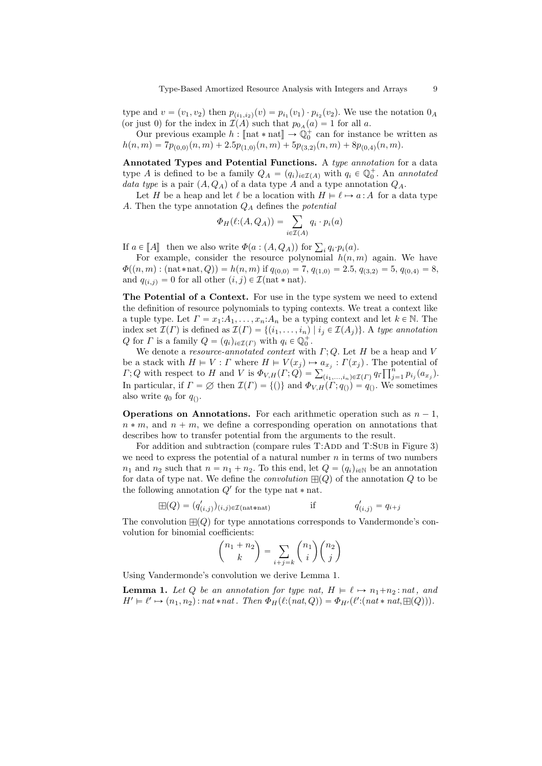type and $v = (v_1, v_2)$ then $p_{(i_1,i_2)}(v) = p_{i_1}(v_1) \cdot p_{i_2}(v_2)$. We use the notation $0_A$ (or just 0) for the index in $\mathcal{I}(A)$ such that $p_{0_A}(a) = 1$ for all $a$.

Our previous example $h : [\![\text{nat} * \text{nat}]\!] \to \mathbb{Q}_0^+$ can for instance be written as $h(n,m) = 7p_{(0,0)}(n,m) + 2.5p_{(1,0)}(n,m) + 5p_{(3,2)}(n,m) + 8p_{(0,4)}(n,m)$.

**Annotated Types and Potential Functions.** A *type annotation* for a data type $A$ is defined to be a family $Q_A = (q_i)_{i \in \mathcal{I}(A)}$ with $q_i \in \mathbb{Q}_0^+$. An *annotated data type* is a pair $(A, Q_A)$ of a data type $A$ and a type annotation $Q_A$.

Let $H$ be a heap and let $\ell$ be a location with $H \vDash \ell \mapsto a : A$ for a data type $A$. Then the type annotation $Q_A$ defines the *potential*

$$\Phi_H(\ell{:}(A, Q_A)) = \sum_{i \in \mathcal{I}(A)} q_i \cdot p_i(a)$$

If $a \in [\![A]\!]$ then we also write $\Phi(a : (A, Q_A))$ for $\sum_i q_i {\cdot} p_i(a)$.

For example, consider the resource polynomial $h(n,m)$ again. We have $\Phi((n,m) : (\text{nat} * \text{nat}, Q)) = h(n,m)$ if $q_{(0,0)} = 7$, $q_{(1,0)} = 2.5$, $q_{(3,2)} = 5$, $q_{(0,4)} = 8$, and $q_{(i,j)} = 0$ for all other $(i,j) \in \mathcal{I}(\text{nat} * \text{nat})$.

**The Potential of a Context.** For use in the type system we need to extend the definition of resource polynomials to typing contexts. We treat a context like a tuple type. Let $\Gamma = x_1{:}A_1, \ldots, x_n{:}A_n$ be a typing context and let $k \in \mathbb{N}$. The index set $\mathcal{I}(\Gamma)$ is defined as $\mathcal{I}(\Gamma) = \{(i_1, \ldots, i_n) \mid i_j \in \mathcal{I}(A_j)\}$. A *type annotation* $Q$ for $\Gamma$ is a family $Q = (q_i)_{i \in \mathcal{I}(\Gamma)}$ with $q_i \in \mathbb{Q}_0^+$.

We denote a *resource-annotated context* with $\Gamma; Q$. Let $H$ be a heap and $V$ be a stack with $H \vDash V : \Gamma$ where $H \vDash V(x_j) \mapsto a_{x_j} : \Gamma(x_j)$. The potential of $\Gamma; Q$ with respect to $H$ and $V$ is $\Phi_{V,H}(\Gamma; Q) = \sum_{(i_1,\ldots,i_n) \in \mathcal{I}(\Gamma)} q_{\vec{\imath}} \prod_{j=1}^{n} p_{i_j}(a_{x_j})$. In particular, if $\Gamma = \varnothing$ then $\mathcal{I}(\Gamma) = \{()\}$ and $\Phi_{V,H}(\Gamma; q_{()}) = q_{()}$. We sometimes also write $q_0$ for $q_{()}$.

**Operations on Annotations.** For each arithmetic operation such as $n - 1$, $n * m$, and $n + m$, we define a corresponding operation on annotations that describes how to transfer potential from the arguments to the result.

For addition and subtraction (compare rules T:Add and T:Sub in Figure 3) we need to express the potential of a natural number $n$ in terms of two numbers $n_1$ and $n_2$ such that $n = n_1 + n_2$. To this end, let $Q = (q_i)_{i \in \mathbb{N}}$ be an annotation for data of type nat. We define the *convolution* $\boxplus(Q)$ of the annotation $Q$ to be the following annotation $Q'$ for the type nat $*$ nat.

$$\boxplus(Q) = (q'_{(i,j)})_{(i,j) \in \mathcal{I}(\text{nat}*\text{nat})} \qquad \text{if} \qquad q'_{(i,j)} = q_{i+j}$$

The convolution $\boxplus(Q)$ for type annotations corresponds to Vandermonde's convolution for binomial coefficients:

$$\binom{n_1 + n_2}{k} = \sum_{i+j=k} \binom{n_1}{i} \binom{n_2}{j}$$

Using Vandermonde's convolution we derive Lemma 1.

**Lemma 1.** *Let $Q$ be an annotation for type nat, $H \vDash \ell \mapsto n_1{+}n_2 : nat$, and $H' \vDash \ell' \mapsto (n_1, n_2) : nat * nat$. Then $\Phi_H(\ell{:}(nat, Q)) = \Phi_{H'}(\ell'{:}(nat * nat, \boxplus(Q)))$.*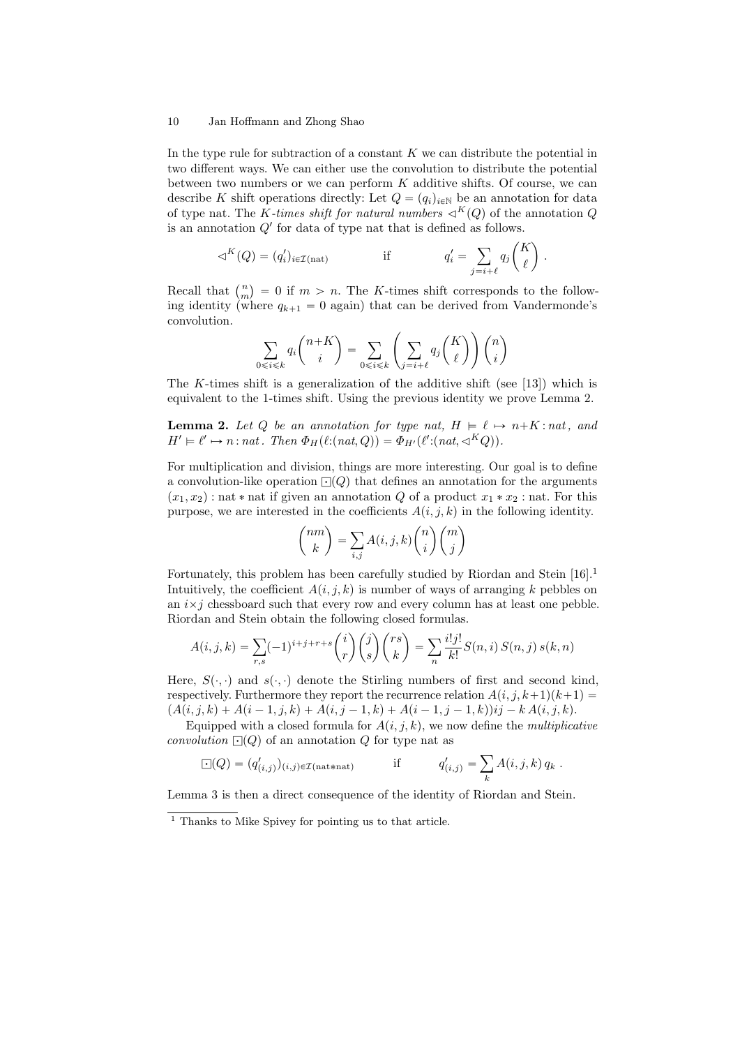In the type rule for subtraction of a constant $K$ we can distribute the potential in two different ways. We can either use the convolution to distribute the potential between two numbers or we can perform $K$ additive shifts. Of course, we can describe $K$ shift operations directly: Let $Q = (q_i)_{i \in \mathbb{N}}$ be an annotation for data of type nat. The *$K$-times shift for natural numbers* $\lhd^K(Q)$ of the annotation $Q$ is an annotation $Q'$ for data of type nat that is defined as follows.

$$\lhd^K(Q) = (q'_i)_{i \in \mathcal{I}(\text{nat})} \qquad \text{if} \qquad q'_i = \sum_{j=i+\ell} q_j \binom{K}{\ell} \,.$$

Recall that $\binom{n}{m} = 0$ if $m > n$. The $K$-times shift corresponds to the following identity (where $q_{k+1} = 0$ again) that can be derived from Vandermonde's convolution.

$$\sum_{0 \leqslant i \leqslant k} q_i \binom{n{+}K}{i} = \sum_{0 \leqslant i \leqslant k} \left( \sum_{j=i+\ell} q_j \binom{K}{\ell} \right) \binom{n}{i}$$

The $K$-times shift is a generalization of the additive shift (see [13]) which is equivalent to the 1-times shift. Using the previous identity we prove Lemma 2.

**Lemma 2.** *Let $Q$ be an annotation for type nat, $H \vDash \ell \mapsto n{+}K : nat$, and $H' \vDash \ell' \mapsto n : nat$. Then $\Phi_H(\ell{:}(nat, Q)) = \Phi_{H'}(\ell'{:}(nat, \lhd^K Q))$.*

For multiplication and division, things are more interesting. Our goal is to define a convolution-like operation $\boxdot(Q)$ that defines an annotation for the arguments $(x_1, x_2) : \text{nat} * \text{nat}$ if given an annotation $Q$ of a product $x_1 * x_2 : \text{nat}$. For this purpose, we are interested in the coefficients $A(i,j,k)$ in the following identity.

$$\binom{nm}{k} = \sum_{i,j} A(i,j,k) \binom{n}{i} \binom{m}{j}$$

Fortunately, this problem has been carefully studied by Riordan and Stein [16].[1] Intuitively, the coefficient $A(i,j,k)$ is number of ways of arranging $k$ pebbles on an $i{\times}j$ chessboard such that every row and every column has at least one pebble. Riordan and Stein obtain the following closed formulas.

$$A(i,j,k) = \sum_{r,s} (-1)^{i+j+r+s} \binom{i}{r} \binom{j}{s} \binom{rs}{k} = \sum_n \frac{i!j!}{k!} S(n,i)\, S(n,j)\, s(k,n)$$

Here, $S(\cdot,\cdot)$ and $s(\cdot,\cdot)$ denote the Stirling numbers of first and second kind, respectively. Furthermore they report the recurrence relation $A(i,j,k{+}1)(k{+}1) = (A(i,j,k) + A(i-1,j,k) + A(i,j-1,k) + A(i-1,j-1,k))ij - k\,A(i,j,k)$.

Equipped with a closed formula for $A(i,j,k)$, we now define the *multiplicative convolution* $\boxdot(Q)$ of an annotation $Q$ for type nat as

$$\boxdot(Q) = (q'_{(i,j)})_{(i,j) \in \mathcal{I}(\text{nat}*\text{nat})} \qquad \text{if} \qquad q'_{(i,j)} = \sum_k A(i,j,k)\, q_k \,.$$

Lemma 3 is then a direct consequence of the identity of Riordan and Stein.

---

[1] Thanks to Mike Spivey for pointing us to that article.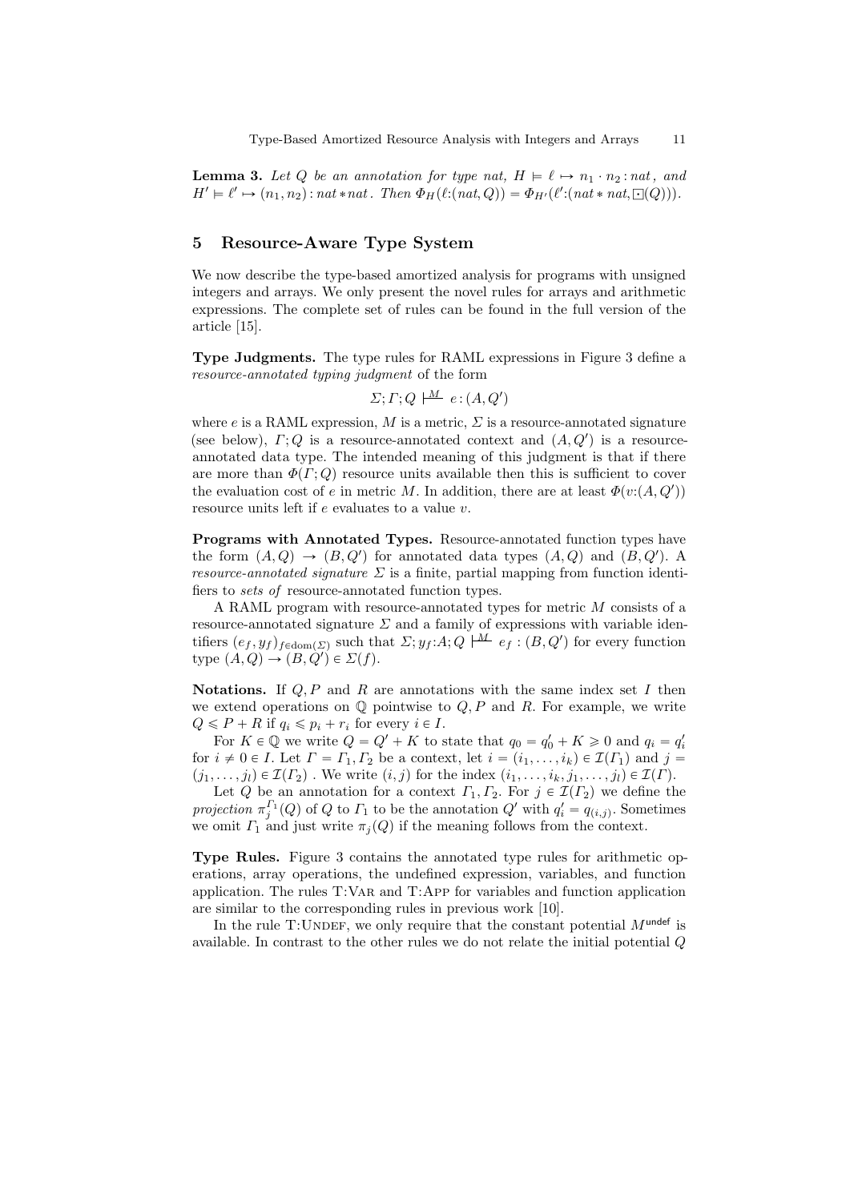**Lemma 3.** *Let $Q$ be an annotation for type nat, $H \vDash \ell \mapsto n_1 \cdot n_2 : nat$, and $H' \vDash \ell' \mapsto (n_1, n_2) : nat * nat$. Then $\Phi_H(\ell{:}(nat, Q)) = \Phi_{H'}(\ell'{:}(nat * nat, \boxdot(Q)))$.*

## 5 Resource-Aware Type System

We now describe the type-based amortized analysis for programs with unsigned integers and arrays. We only present the novel rules for arrays and arithmetic expressions. The complete set of rules can be found in the full version of the article [15].

**Type Judgments.** The type rules for RAML expressions in Figure 3 define a *resource-annotated typing judgment* of the form

$$\Sigma; \Gamma; Q \stackrel{M}{\vdash} e : (A, Q')$$

where $e$ is a RAML expression, $M$ is a metric, $\Sigma$ is a resource-annotated signature (see below), $\Gamma; Q$ is a resource-annotated context and $(A, Q')$ is a resource-annotated data type. The intended meaning of this judgment is that if there are more than $\Phi(\Gamma; Q)$ resource units available then this is sufficient to cover the evaluation cost of $e$ in metric $M$. In addition, there are at least $\Phi(v{:}(A, Q'))$ resource units left if $e$ evaluates to a value $v$.

**Programs with Annotated Types.** Resource-annotated function types have the form $(A, Q) \to (B, Q')$ for annotated data types $(A, Q)$ and $(B, Q')$. A *resource-annotated signature* $\Sigma$ is a finite, partial mapping from function identifiers to *sets of* resource-annotated function types.

A RAML program with resource-annotated types for metric $M$ consists of a resource-annotated signature $\Sigma$ and a family of expressions with variable identifiers $(e_f, y_f)_{f \in \mathrm{dom}(\Sigma)}$ such that $\Sigma; y_f{:}A; Q \stackrel{M}{\vdash} e_f : (B, Q')$ for every function type $(A, Q) \to (B, Q') \in \Sigma(f)$.

**Notations.** If $Q, P$ and $R$ are annotations with the same index set $I$ then we extend operations on $\mathbb{Q}$ pointwise to $Q, P$ and $R$. For example, we write $Q \leqslant P + R$ if $q_i \leqslant p_i + r_i$ for every $i \in I$.

For $K \in \mathbb{Q}$ we write $Q = Q' + K$ to state that $q_0 = q'_0 + K \geqslant 0$ and $q_i = q'_i$ for $i \neq 0 \in I$. Let $\Gamma = \Gamma_1, \Gamma_2$ be a context, let $i = (i_1, \ldots, i_k) \in \mathcal{I}(\Gamma_1)$ and $j = (j_1, \ldots, j_l) \in \mathcal{I}(\Gamma_2)$ . We write $(i, j)$ for the index $(i_1, \ldots, i_k, j_1, \ldots, j_l) \in \mathcal{I}(\Gamma)$.

Let $Q$ be an annotation for a context $\Gamma_1, \Gamma_2$. For $j \in \mathcal{I}(\Gamma_2)$ we define the *projection* $\pi_j^{\Gamma_1}(Q)$ of $Q$ to $\Gamma_1$ to be the annotation $Q'$ with $q'_i = q_{(i,j)}$. Sometimes we omit $\Gamma_1$ and just write $\pi_j(Q)$ if the meaning follows from the context.

**Type Rules.** Figure 3 contains the annotated type rules for arithmetic operations, array operations, the undefined expression, variables, and function application. The rules T:Var and T:App for variables and function application are similar to the corresponding rules in previous work [10].

In the rule T:Undef, we only require that the constant potential $M^{\mathsf{undef}}$ is available. In contrast to the other rules we do not relate the initial potential $Q$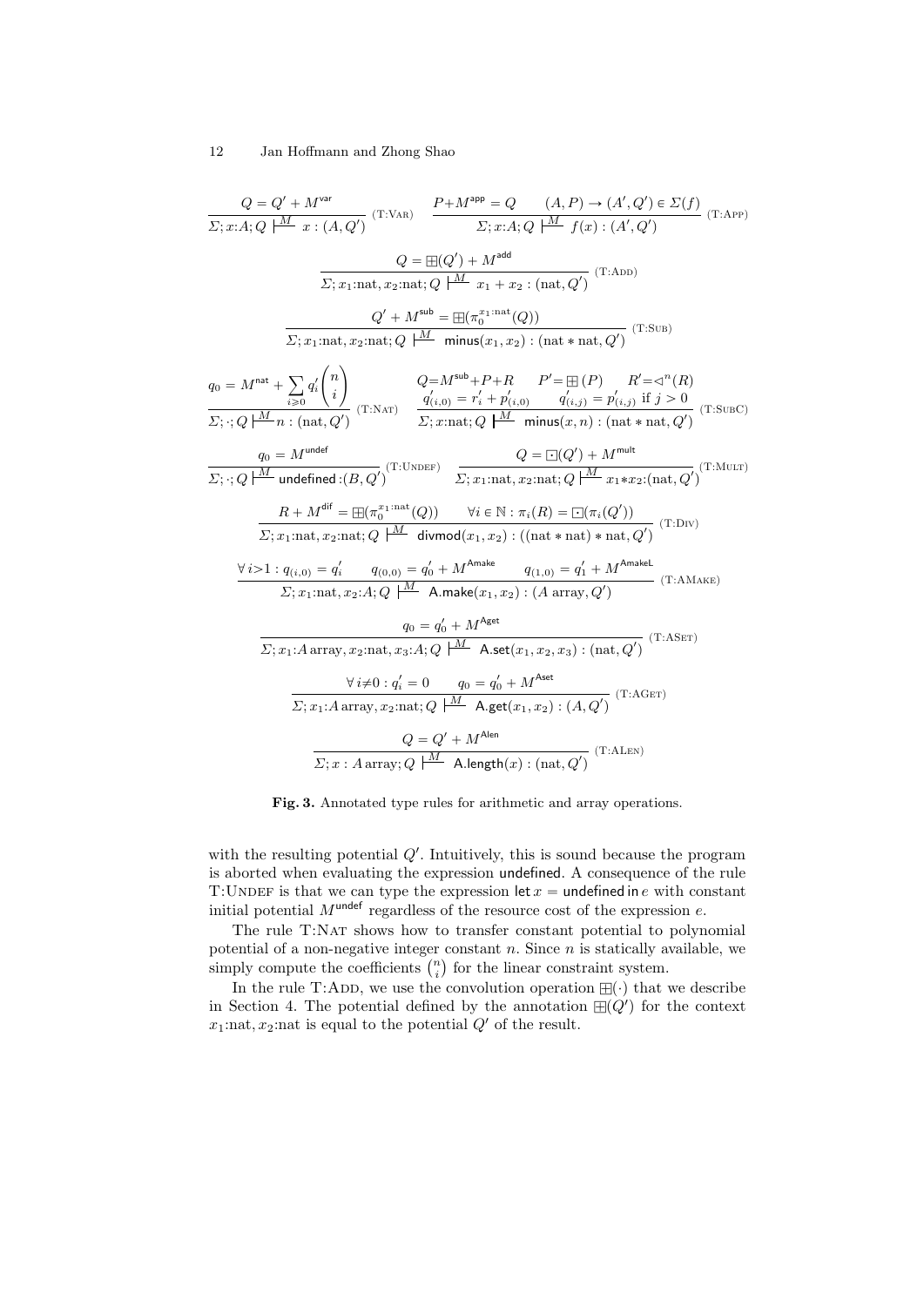$$\frac{Q = Q' + M^{\mathsf{var}}}{\Sigma; x{:}A; Q \overset{M}{\vdash} x : (A, Q')} \text{ (T:VAR)} \qquad \frac{P + M^{\mathsf{app}} = Q \qquad (A, P) \to (A', Q') \in \Sigma(f)}{\Sigma; x{:}A; Q \overset{M}{\vdash} f(x) : (A', Q')} \text{ (T:APP)}$$

$$\frac{Q = \boxplus(Q') + M^{\mathsf{add}}}{\Sigma; x_1{:}\mathrm{nat}, x_2{:}\mathrm{nat}; Q \overset{M}{\vdash} x_1 + x_2 : (\mathrm{nat}, Q')} \text{ (T:ADD)}$$

$$\frac{Q' + M^{\mathsf{sub}} = \boxplus(\pi_0^{x_1:\mathrm{nat}}(Q))}{\Sigma; x_1{:}\mathrm{nat}, x_2{:}\mathrm{nat}; Q \overset{M}{\vdash} \mathsf{minus}(x_1, x_2) : (\mathrm{nat} * \mathrm{nat}, Q')} \text{ (T:SUB)}$$

$$\frac{q_0 = M^{\mathsf{nat}} + \sum_{i \geqslant 0} q'_i \binom{n}{i}}{\Sigma; \cdot; Q \overset{M}{\vdash} n : (\mathrm{nat}, Q')} \text{ (T:NAT)} \qquad \frac{\begin{array}{c} Q = M^{\mathsf{sub}} + P + R \qquad P' = \boxplus(P) \qquad R' = \lhd^n(R) \\ q'_{(i,0)} = r'_i + p'_{(i,0)} \qquad q'_{(i,j)} = p'_{(i,j)} \text{ if } j > 0 \end{array}}{\Sigma; x{:}\mathrm{nat}; Q \overset{M}{\vdash} \mathsf{minus}(x, n) : (\mathrm{nat} * \mathrm{nat}, Q')} \text{ (T:SUBC)}$$

$$\frac{q_0 = M^{\mathsf{undef}}}{\Sigma; \cdot; Q \overset{M}{\vdash} \mathsf{undefined} : (B, Q')} \text{ (T:UNDEF)} \qquad \frac{Q = \boxdot(Q') + M^{\mathsf{mult}}}{\Sigma; x_1{:}\mathrm{nat}, x_2{:}\mathrm{nat}; Q \overset{M}{\vdash} x_1 {*} x_2 : (\mathrm{nat}, Q')} \text{ (T:MULT)}$$

$$\frac{R + M^{\mathsf{dif}} = \boxplus(\pi_0^{x_1:\mathrm{nat}}(Q)) \qquad \forall i \in \mathbb{N} : \pi_i(R) = \boxdot(\pi_i(Q'))}{\Sigma; x_1{:}\mathrm{nat}, x_2{:}\mathrm{nat}; Q \overset{M}{\vdash} \mathsf{divmod}(x_1, x_2) : ((\mathrm{nat} * \mathrm{nat}) * \mathrm{nat}, Q')} \text{ (T:DIV)}$$

$$\frac{\forall\, i{>}1 : q_{(i,0)} = q'_i \qquad q_{(0,0)} = q'_0 + M^{\mathsf{Amake}} \qquad q_{(1,0)} = q'_1 + M^{\mathsf{AmakeL}}}{\Sigma; x_1{:}\mathrm{nat}, x_2{:}A; Q \overset{M}{\vdash} \mathsf{A.make}(x_1, x_2) : (A \text{ array}, Q')} \text{ (T:AMAKE)}$$

$$\frac{q_0 = q'_0 + M^{\mathsf{Aget}}}{\Sigma; x_1{:}A \text{ array}, x_2{:}\mathrm{nat}, x_3{:}A; Q \overset{M}{\vdash} \mathsf{A.set}(x_1, x_2, x_3) : (\mathrm{nat}, Q')} \text{ (T:ASET)}$$

$$\frac{\forall\, i{\neq}0 : q'_i = 0 \qquad q_0 = q'_0 + M^{\mathsf{Aset}}}{\Sigma; x_1{:}A \text{ array}, x_2{:}\mathrm{nat}; Q \overset{M}{\vdash} \mathsf{A.get}(x_1, x_2) : (A, Q')} \text{ (T:AGET)}$$

$$\frac{Q = Q' + M^{\mathsf{Alen}}}{\Sigma; x : A \text{ array}; Q \overset{M}{\vdash} \mathsf{A.length}(x) : (\mathrm{nat}, Q')} \text{ (T:ALEN)}$$

**Fig. 3.** Annotated type rules for arithmetic and array operations.

with the resulting potential $Q'$. Intuitively, this is sound because the program is aborted when evaluating the expression undefined. A consequence of the rule T:UNDEF is that we can type the expression let $x$ = undefined in $e$ with constant initial potential $M^{\mathsf{undef}}$ regardless of the resource cost of the expression $e$.

The rule T:NAT shows how to transfer constant potential to polynomial potential of a non-negative integer constant $n$. Since $n$ is statically available, we simply compute the coefficients $\binom{n}{i}$ for the linear constraint system.

In the rule T:ADD, we use the convolution operation $\boxplus(\cdot)$ that we describe in Section 4. The potential defined by the annotation $\boxplus(Q')$ for the context $x_1{:}\mathrm{nat}, x_2{:}\mathrm{nat}$ is equal to the potential $Q'$ of the result.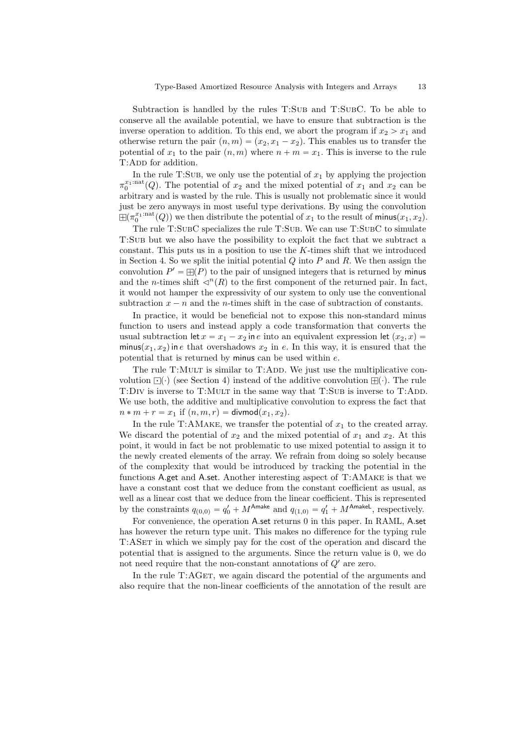Subtraction is handled by the rules T:SUB and T:SUBC. To be able to conserve all the available potential, we have to ensure that subtraction is the inverse operation to addition. To this end, we abort the program if $x_2 > x_1$ and otherwise return the pair $(n, m) = (x_2, x_1 - x_2)$. This enables us to transfer the potential of $x_1$ to the pair $(n, m)$ where $n + m = x_1$. This is inverse to the rule T:ADD for addition.

In the rule T:SUB, we only use the potential of $x_1$ by applying the projection $\pi_0^{x_1:\text{nat}}(Q)$. The potential of $x_2$ and the mixed potential of $x_1$ and $x_2$ can be arbitrary and is wasted by the rule. This is usually not problematic since it would just be zero anyways in most useful type derivations. By using the convolution $\boxplus(\pi_0^{x_1:\text{nat}}(Q))$ we then distribute the potential of $x_1$ to the result of $\mathsf{minus}(x_1, x_2)$.

The rule T:SUBC specializes the rule T:SUB. We can use T:SUBC to simulate T:SUB but we also have the possibility to exploit the fact that we subtract a constant. This puts us in a position to use the $K$-times shift that we introduced in Section 4. So we split the initial potential $Q$ into $P$ and $R$. We then assign the convolution $P' = \boxplus(P)$ to the pair of unsigned integers that is returned by $\mathsf{minus}$ and the $n$-times shift $\lhd^n(R)$ to the first component of the returned pair. In fact, it would not hamper the expressivity of our system to only use the conventional subtraction $x - n$ and the $n$-times shift in the case of subtraction of constants.

In practice, it would be beneficial not to expose this non-standard minus function to users and instead apply a code transformation that converts the usual subtraction $\mathsf{let}\, x = x_1 - x_2 \,\mathsf{in}\, e$ into an equivalent expression $\mathsf{let}\, (x_2, x) = \mathsf{minus}(x_1, x_2) \,\mathsf{in}\, e$ that overshadows $x_2$ in $e$. In this way, it is ensured that the potential that is returned by $\mathsf{minus}$ can be used within $e$.

The rule T:MULT is similar to T:ADD. We just use the multiplicative convolution $\boxdot(\cdot)$ (see Section 4) instead of the additive convolution $\boxplus(\cdot)$. The rule T:DIV is inverse to T:MULT in the same way that T:SUB is inverse to T:ADD. We use both, the additive and multiplicative convolution to express the fact that $n * m + r = x_1$ if $(n, m, r) = \mathsf{divmod}(x_1, x_2)$.

In the rule T:AMAKE, we transfer the potential of $x_1$ to the created array. We discard the potential of $x_2$ and the mixed potential of $x_1$ and $x_2$. At this point, it would in fact be not problematic to use mixed potential to assign it to the newly created elements of the array. We refrain from doing so solely because of the complexity that would be introduced by tracking the potential in the functions $\mathsf{A.get}$ and $\mathsf{A.set}$. Another interesting aspect of T:AMAKE is that we have a constant cost that we deduce from the constant coefficient as usual, as well as a linear cost that we deduce from the linear coefficient. This is represented by the constraints $q_{(0,0)} = q'_0 + M^{\mathsf{Amake}}$ and $q_{(1,0)} = q'_1 + M^{\mathsf{AmakeL}}$, respectively.

For convenience, the operation $\mathsf{A.set}$ returns 0 in this paper. In RAML, $\mathsf{A.set}$ has however the return type unit. This makes no difference for the typing rule T:ASET in which we simply pay for the cost of the operation and discard the potential that is assigned to the arguments. Since the return value is 0, we do not need require that the non-constant annotations of $Q'$ are zero.

In the rule T:AGET, we again discard the potential of the arguments and also require that the non-linear coefficients of the annotation of the result are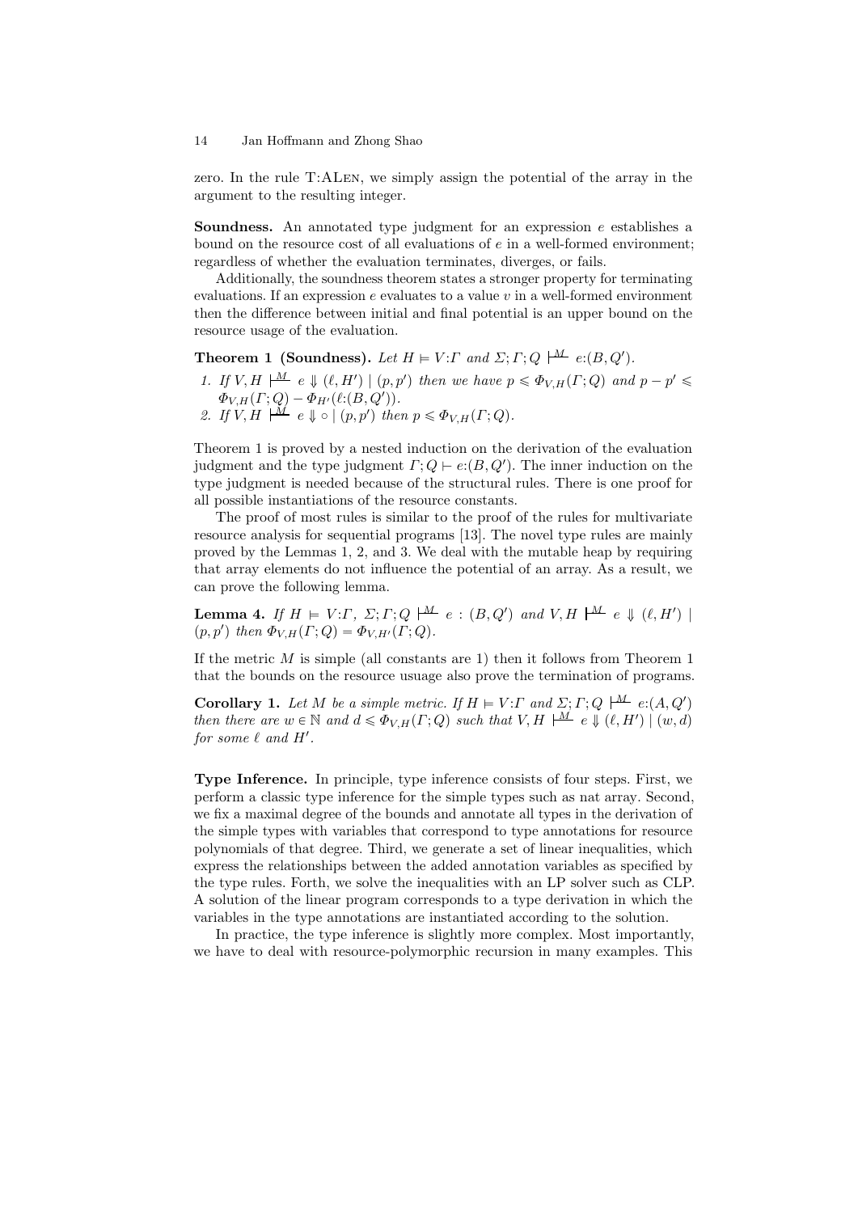zero. In the rule T:ALen, we simply assign the potential of the array in the argument to the resulting integer.

**Soundness.** An annotated type judgment for an expression $e$ establishes a bound on the resource cost of all evaluations of $e$ in a well-formed environment; regardless of whether the evaluation terminates, diverges, or fails.

Additionally, the soundness theorem states a stronger property for terminating evaluations. If an expression $e$ evaluates to a value $v$ in a well-formed environment then the difference between initial and final potential is an upper bound on the resource usage of the evaluation.

**Theorem 1 (Soundness).** *Let $H \vDash V{:}\Gamma$ and $\Sigma; \Gamma; Q \stackrel{M}{\vdash} e{:}(B, Q')$.*

1. *If $V, H \stackrel{M}{\vdash} e \Downarrow (\ell, H') \mid (p, p')$ then we have $p \leqslant \Phi_{V,H}(\Gamma; Q)$ and $p - p' \leqslant \Phi_{V,H}(\Gamma; Q) - \Phi_{H'}(\ell{:}(B, Q'))$.*
2. *If $V, H \stackrel{M}{\vdash} e \Downarrow \circ \mid (p, p')$ then $p \leqslant \Phi_{V,H}(\Gamma; Q)$.*

Theorem 1 is proved by a nested induction on the derivation of the evaluation judgment and the type judgment $\Gamma; Q \vdash e{:}(B, Q')$. The inner induction on the type judgment is needed because of the structural rules. There is one proof for all possible instantiations of the resource constants.

The proof of most rules is similar to the proof of the rules for multivariate resource analysis for sequential programs [13]. The novel type rules are mainly proved by the Lemmas 1, 2, and 3. We deal with the mutable heap by requiring that array elements do not influence the potential of an array. As a result, we can prove the following lemma.

**Lemma 4.** *If $H \vDash V{:}\Gamma$, $\Sigma; \Gamma; Q \stackrel{M}{\vdash} e : (B, Q')$ and $V, H \stackrel{M}{\vdash} e \Downarrow (\ell, H') \mid (p, p')$ then $\Phi_{V,H}(\Gamma; Q) = \Phi_{V,H'}(\Gamma; Q)$.*

If the metric $M$ is simple (all constants are 1) then it follows from Theorem 1 that the bounds on the resource usuage also prove the termination of programs.

**Corollary 1.** *Let $M$ be a simple metric. If $H \vDash V{:}\Gamma$ and $\Sigma; \Gamma; Q \stackrel{M}{\vdash} e{:}(A, Q')$ then there are $w \in \mathbb{N}$ and $d \leqslant \Phi_{V,H}(\Gamma; Q)$ such that $V, H \stackrel{M}{\vdash} e \Downarrow (\ell, H') \mid (w, d)$ for some $\ell$ and $H'$.*

**Type Inference.** In principle, type inference consists of four steps. First, we perform a classic type inference for the simple types such as nat array. Second, we fix a maximal degree of the bounds and annotate all types in the derivation of the simple types with variables that correspond to type annotations for resource polynomials of that degree. Third, we generate a set of linear inequalities, which express the relationships between the added annotation variables as specified by the type rules. Forth, we solve the inequalities with an LP solver such as CLP. A solution of the linear program corresponds to a type derivation in which the variables in the type annotations are instantiated according to the solution.

In practice, the type inference is slightly more complex. Most importantly, we have to deal with resource-polymorphic recursion in many examples. This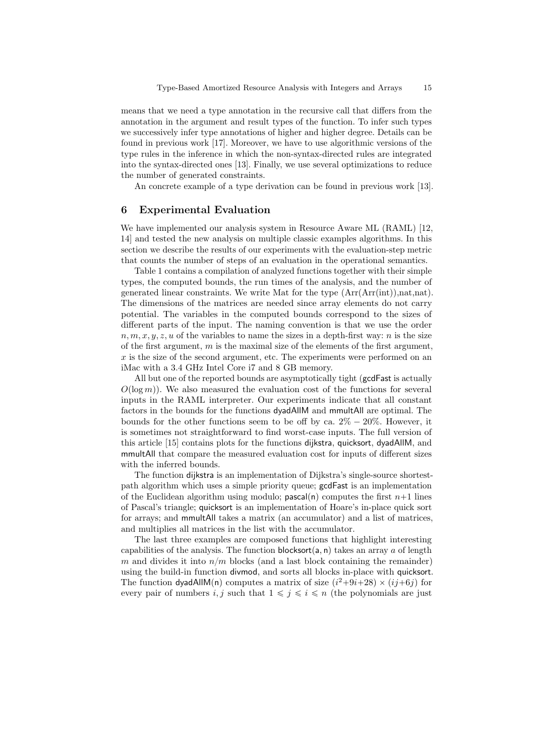means that we need a type annotation in the recursive call that differs from the annotation in the argument and result types of the function. To infer such types we successively infer type annotations of higher and higher degree. Details can be found in previous work [17]. Moreover, we have to use algorithmic versions of the type rules in the inference in which the non-syntax-directed rules are integrated into the syntax-directed ones [13]. Finally, we use several optimizations to reduce the number of generated constraints.

An concrete example of a type derivation can be found in previous work [13].

## 6 Experimental Evaluation

We have implemented our analysis system in Resource Aware ML (RAML) [12, 14] and tested the new analysis on multiple classic examples algorithms. In this section we describe the results of our experiments with the evaluation-step metric that counts the number of steps of an evaluation in the operational semantics.

Table 1 contains a compilation of analyzed functions together with their simple types, the computed bounds, the run times of the analysis, and the number of generated linear constraints. We write Mat for the type (Arr(Arr(int)),nat,nat). The dimensions of the matrices are needed since array elements do not carry potential. The variables in the computed bounds correspond to the sizes of different parts of the input. The naming convention is that we use the order $n, m, x, y, z, u$ of the variables to name the sizes in a depth-first way: $n$ is the size of the first argument, $m$ is the maximal size of the elements of the first argument, $x$ is the size of the second argument, etc. The experiments were performed on an iMac with a 3.4 GHz Intel Core i7 and 8 GB memory.

All but one of the reported bounds are asymptotically tight (gcdFast is actually $O(\log m)$). We also measured the evaluation cost of the functions for several inputs in the RAML interpreter. Our experiments indicate that all constant factors in the bounds for the functions dyadAllM and mmultAll are optimal. The bounds for the other functions seem to be off by ca. $2\% - 20\%$. However, it is sometimes not straightforward to find worst-case inputs. The full version of this article [15] contains plots for the functions dijkstra, quicksort, dyadAllM, and mmultAll that compare the measured evaluation cost for inputs of different sizes with the inferred bounds.

The function dijkstra is an implementation of Dijkstra's single-source shortest-path algorithm which uses a simple priority queue; gcdFast is an implementation of the Euclidean algorithm using modulo; pascal(n) computes the first $n{+}1$ lines of Pascal's triangle; quicksort is an implementation of Hoare's in-place quick sort for arrays; and mmultAll takes a matrix (an accumulator) and a list of matrices, and multiplies all matrices in the list with the accumulator.

The last three examples are composed functions that highlight interesting capabilities of the analysis. The function blocksort(a, n) takes an array $a$ of length $m$ and divides it into $n/m$ blocks (and a last block containing the remainder) using the build-in function divmod, and sorts all blocks in-place with quicksort. The function dyadAllM(n) computes a matrix of size $(i^2{+}9i{+}28) \times (ij{+}6j)$ for every pair of numbers $i, j$ such that $1 \leqslant j \leqslant i \leqslant n$ (the polynomials are just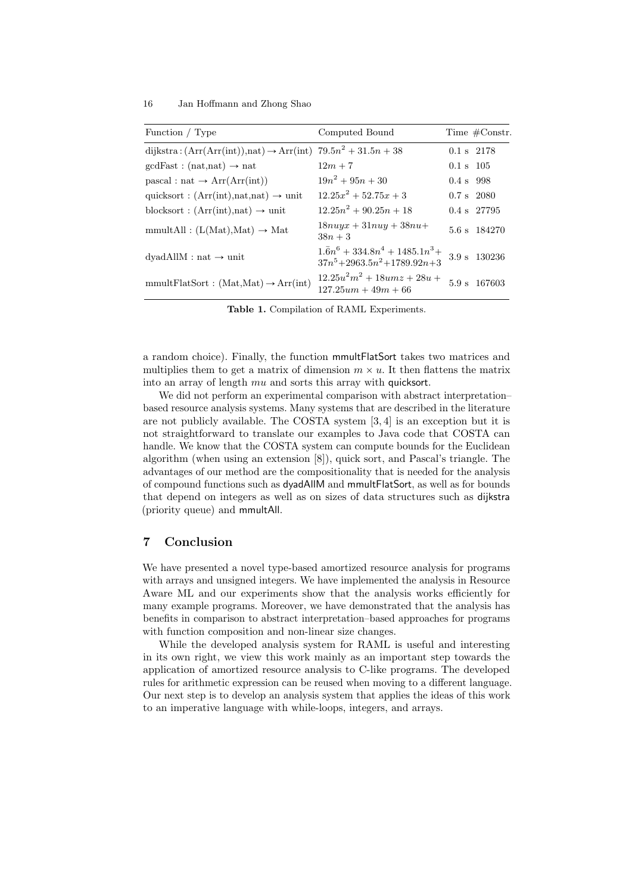| Function / Type | Computed Bound | Time | #Constr. |
|---|---|---|---|
| dijkstra : (Arr(Arr(int)),nat) → Arr(int) | $79.5n^2 + 31.5n + 38$ | 0.1 s | 2178 |
| gcdFast : (nat,nat) → nat | $12m + 7$ | 0.1 s | 105 |
| pascal : nat → Arr(Arr(int)) | $19n^2 + 95n + 30$ | 0.4 s | 998 |
| quicksort : (Arr(int),nat,nat) → unit | $12.25x^2 + 52.75x + 3$ | 0.7 s | 2080 |
| blocksort : (Arr(int),nat) → unit | $12.25n^2 + 90.25n + 18$ | 0.4 s | 27795 |
| mmultAll : (L(Mat),Mat) → Mat | $18nuyx + 31nuy + 38nu + 38n + 3$ | 5.6 s | 184270 |
| dyadAllM : nat → unit | $1.\bar{6}n^6 + 334.8n^4 + 1485.1n^3 + 37n^5 + 2963.5n^2 + 1789.92n + 3$ | 3.9 s | 130236 |
| mmultFlatSort : (Mat,Mat) → Arr(int) | $12.25u^2m^2 + 18umz + 28u + 127.25um + 49m + 66$ | 5.9 s | 167603 |

**Table 1.** Compilation of RAML Experiments.

a random choice). Finally, the function mmultFlatSort takes two matrices and multiplies them to get a matrix of dimension $m \times u$. It then flattens the matrix into an array of length $mu$ and sorts this array with quicksort.

We did not perform an experimental comparison with abstract interpretation–based resource analysis systems. Many systems that are described in the literature are not publicly available. The COSTA system [3, 4] is an exception but it is not straightforward to translate our examples to Java code that COSTA can handle. We know that the COSTA system can compute bounds for the Euclidean algorithm (when using an extension [8]), quick sort, and Pascal's triangle. The advantages of our method are the compositionality that is needed for the analysis of compound functions such as dyadAllM and mmultFlatSort, as well as for bounds that depend on integers as well as on sizes of data structures such as dijkstra (priority queue) and mmultAll.

## 7 Conclusion

We have presented a novel type-based amortized resource analysis for programs with arrays and unsigned integers. We have implemented the analysis in Resource Aware ML and our experiments show that the analysis works efficiently for many example programs. Moreover, we have demonstrated that the analysis has benefits in comparison to abstract interpretation–based approaches for programs with function composition and non-linear size changes.

While the developed analysis system for RAML is useful and interesting in its own right, we view this work mainly as an important step towards the application of amortized resource analysis to C-like programs. The developed rules for arithmetic expression can be reused when moving to a different language. Our next step is to develop an analysis system that applies the ideas of this work to an imperative language with while-loops, integers, and arrays.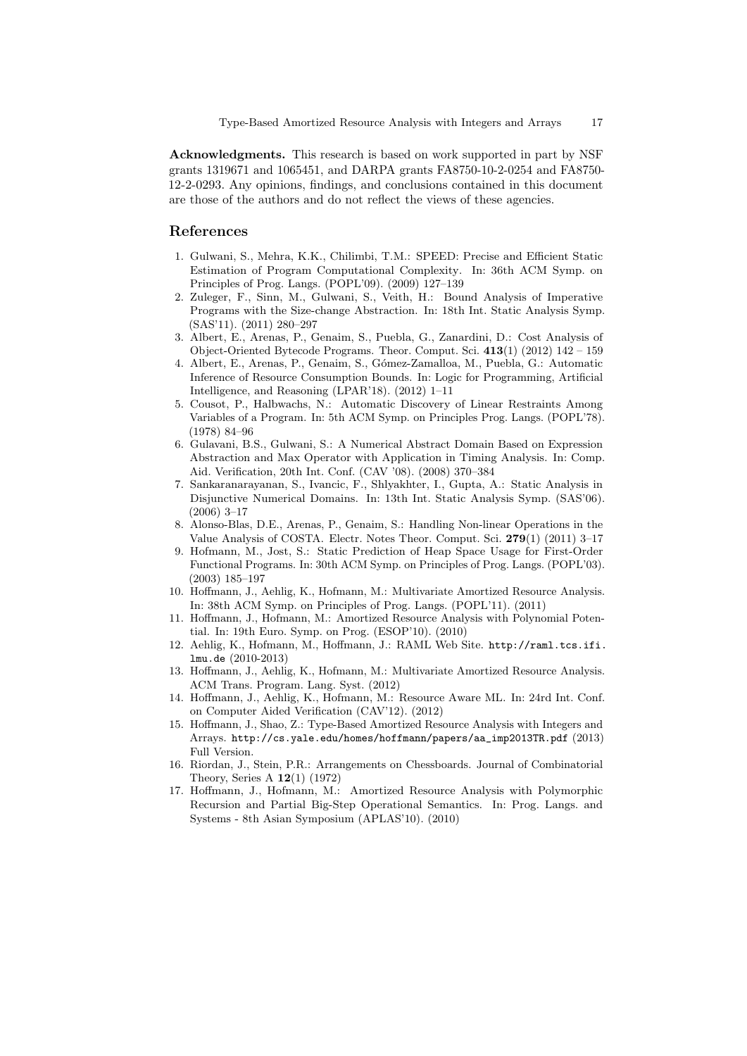**Acknowledgments.** This research is based on work supported in part by NSF grants 1319671 and 1065451, and DARPA grants FA8750-10-2-0254 and FA8750-12-2-0293. Any opinions, findings, and conclusions contained in this document are those of the authors and do not reflect the views of these agencies.

## References

1. Gulwani, S., Mehra, K.K., Chilimbi, T.M.: SPEED: Precise and Efficient Static Estimation of Program Computational Complexity. In: 36th ACM Symp. on Principles of Prog. Langs. (POPL'09). (2009) 127–139
2. Zuleger, F., Sinn, M., Gulwani, S., Veith, H.: Bound Analysis of Imperative Programs with the Size-change Abstraction. In: 18th Int. Static Analysis Symp. (SAS'11). (2011) 280–297
3. Albert, E., Arenas, P., Genaim, S., Puebla, G., Zanardini, D.: Cost Analysis of Object-Oriented Bytecode Programs. Theor. Comput. Sci. **413**(1) (2012) 142 – 159
4. Albert, E., Arenas, P., Genaim, S., Gómez-Zamalloa, M., Puebla, G.: Automatic Inference of Resource Consumption Bounds. In: Logic for Programming, Artificial Intelligence, and Reasoning (LPAR'18). (2012) 1–11
5. Cousot, P., Halbwachs, N.: Automatic Discovery of Linear Restraints Among Variables of a Program. In: 5th ACM Symp. on Principles Prog. Langs. (POPL'78). (1978) 84–96
6. Gulavani, B.S., Gulwani, S.: A Numerical Abstract Domain Based on Expression Abstraction and Max Operator with Application in Timing Analysis. In: Comp. Aid. Verification, 20th Int. Conf. (CAV '08). (2008) 370–384
7. Sankaranarayanan, S., Ivancic, F., Shlyakhter, I., Gupta, A.: Static Analysis in Disjunctive Numerical Domains. In: 13th Int. Static Analysis Symp. (SAS'06). (2006) 3–17
8. Alonso-Blas, D.E., Arenas, P., Genaim, S.: Handling Non-linear Operations in the Value Analysis of COSTA. Electr. Notes Theor. Comput. Sci. **279**(1) (2011) 3–17
9. Hofmann, M., Jost, S.: Static Prediction of Heap Space Usage for First-Order Functional Programs. In: 30th ACM Symp. on Principles of Prog. Langs. (POPL'03). (2003) 185–197
10. Hoffmann, J., Aehlig, K., Hofmann, M.: Multivariate Amortized Resource Analysis. In: 38th ACM Symp. on Principles of Prog. Langs. (POPL'11). (2011)
11. Hoffmann, J., Hofmann, M.: Amortized Resource Analysis with Polynomial Potential. In: 19th Euro. Symp. on Prog. (ESOP'10). (2010)
12. Aehlig, K., Hofmann, M., Hoffmann, J.: RAML Web Site. `http://raml.tcs.ifi.lmu.de` (2010-2013)
13. Hoffmann, J., Aehlig, K., Hofmann, M.: Multivariate Amortized Resource Analysis. ACM Trans. Program. Lang. Syst. (2012)
14. Hoffmann, J., Aehlig, K., Hofmann, M.: Resource Aware ML. In: 24rd Int. Conf. on Computer Aided Verification (CAV'12). (2012)
15. Hoffmann, J., Shao, Z.: Type-Based Amortized Resource Analysis with Integers and Arrays. `http://cs.yale.edu/homes/hoffmann/papers/aa_imp2013TR.pdf` (2013) Full Version.
16. Riordan, J., Stein, P.R.: Arrangements on Chessboards. Journal of Combinatorial Theory, Series A **12**(1) (1972)
17. Hoffmann, J., Hofmann, M.: Amortized Resource Analysis with Polymorphic Recursion and Partial Big-Step Operational Semantics. In: Prog. Langs. and Systems - 8th Asian Symposium (APLAS'10). (2010)